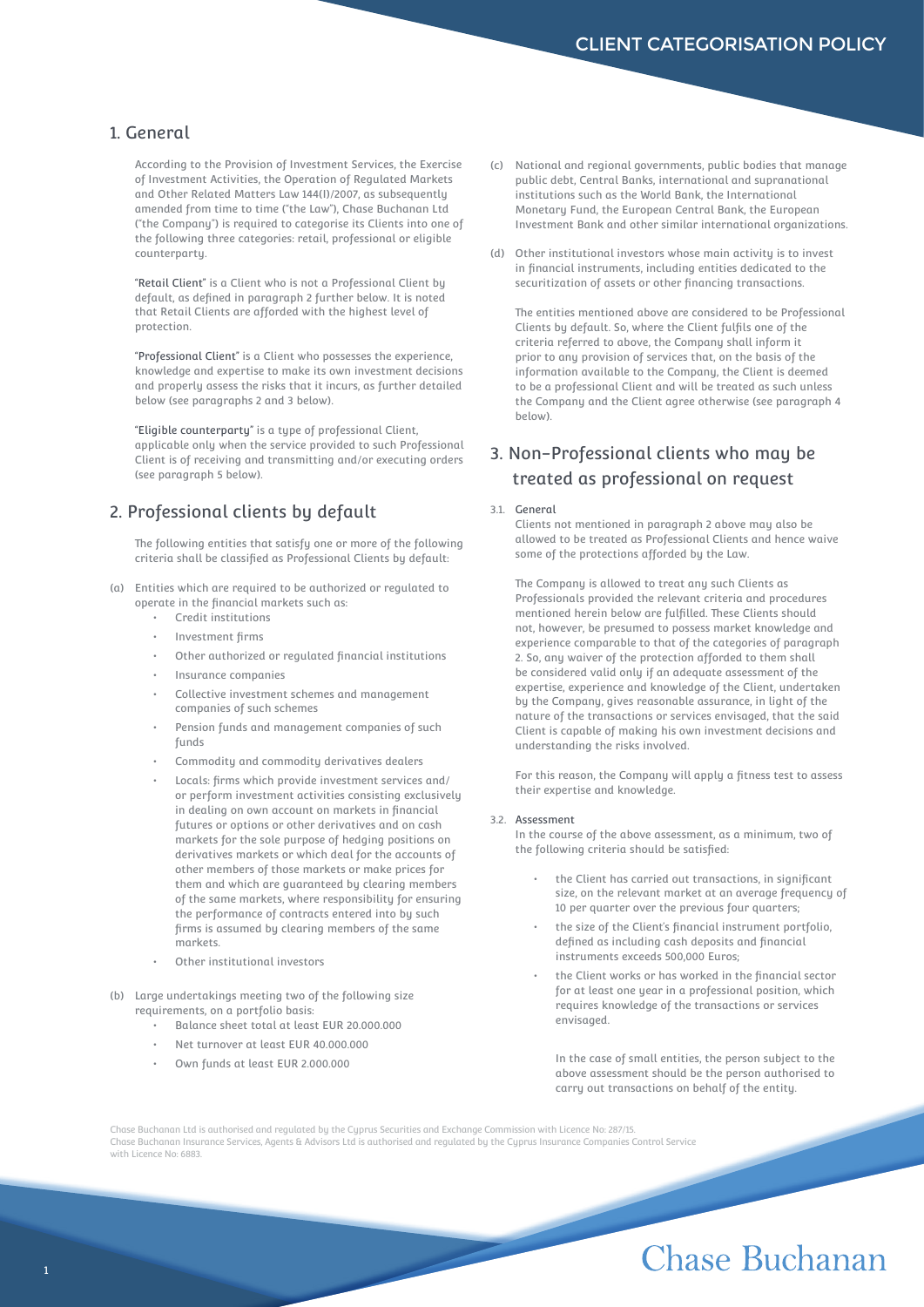# CLIENT CATEGORISATION POLICY

## 1. General

According to the Provision of Investment Services, the Exercise of Investment Activities, the Operation of Regulated Markets and Other Related Matters Law 144(I)/2007, as subsequently amended from time to time ("the Law"), Chase Buchanan Ltd ("the Company") is required to categorise its Clients into one of the following three categories: retail, professional or eligible counterparty.

"Retail Client" is a Client who is not a Professional Client by default, as defined in paragraph 2 further below. It is noted that Retail Clients are afforded with the highest level of protection.

"Professional Client" is a Client who possesses the experience, knowledge and expertise to make its own investment decisions and properly assess the risks that it incurs, as further detailed below (see paragraphs 2 and 3 below).

"Eligible counterparty" is a type of professional Client, applicable only when the service provided to such Professional Client is of receiving and transmitting and/or executing orders (see paragraph 5 below).

## 2. Professional clients by default

The following entities that satisfy one or more of the following criteria shall be classified as Professional Clients by default:

(a) Entities which are required to be authorized or regulated to operate in the financial markets such as:

- Credit institutions
- Investment firms
- Other authorized or regulated financial institutions
- Insurance companies
- Collective investment schemes and management companies of such schemes
- Pension funds and management companies of such funds
- Commodity and commodity derivatives dealers
- Locals: firms which provide investment services and/or perform investment activities consisting exclusively in dealing on own account on markets in financial futures or options or other derivatives and on cash markets for the sole purpose of hedging positions on derivatives markets or which deal for the accounts of other members of those markets or make prices for them and which are guaranteed by clearing members of the same markets, where responsibility for ensuring the performance of contracts entered into by such firms is assumed by clearing members of the same markets.
- Other institutional investors

(b) Large undertakings meeting two of the following size requirements, on a portfolio basis:

- Balance sheet total at least EUR 20.000.000
- Net turnover at least EUR 40.000.000
- Own funds at least EUR 2.000.000

(c) National and regional governments, public bodies that manage public debt, Central Banks, international and supranational institutions such as the World Bank, the International Monetary Fund, the European Central Bank, the European Investment Bank and other similar international organizations.

(d) Other institutional investors whose main activity is to invest in financial instruments, including entities dedicated to the securitization of assets or other financing transactions.

The entities mentioned above are considered to be Professional Clients by default. So, where the Client fulfils one of the criteria referred to above, the Company shall inform it prior to any provision of services that, on the basis of the information available to the Company, the Client is deemed to be a professional Client and will be treated as such unless the Company and the Client agree otherwise (see paragraph 4 below).

## 3. Non-Professional clients who may be treated as professional on request

### 3.1. General

Clients not mentioned in paragraph 2 above may also be allowed to be treated as Professional Clients and hence waive some of the protections afforded by the Law.

The Company is allowed to treat any such Clients as Professionals provided the relevant criteria and procedures mentioned herein below are fulfilled. These Clients should not, however, be presumed to possess market knowledge and experience comparable to that of the categories of paragraph 2. So, any waiver of the protection afforded to them shall be considered valid only if an adequate assessment of the expertise, experience and knowledge of the Client, undertaken by the Company, gives reasonable assurance, in light of the nature of the transactions or services envisaged, that the said Client is capable of making his own investment decisions and understanding the risks involved.

For this reason, the Company will apply a fitness test to assess their expertise and knowledge.

### 3.2. Assessment

In the course of the above assessment, as a minimum, two of the following criteria should be satisfied:

- the Client has carried out transactions, in significant size, on the relevant market at an average frequency of 10 per quarter over the previous four quarters;
- the size of the Client's financial instrument portfolio, defined as including cash deposits and financial instruments exceeds 500,000 Euros;
- the Client works or has worked in the financial sector for at least one year in a professional position, which requires knowledge of the transactions or services envisaged.

In the case of small entities, the person subject to the above assessment should be the person authorised to carry out transactions on behalf of the entity.

Chase Buchanan Ltd is authorised and regulated by the Cyprus Securities and Exchange Commission with Licence No: 287/15.
Chase Buchanan Insurance Services, Agents & Advisors Ltd is authorised and regulated by the Cyprus Insurance Companies Control Service with Licence No: 6883.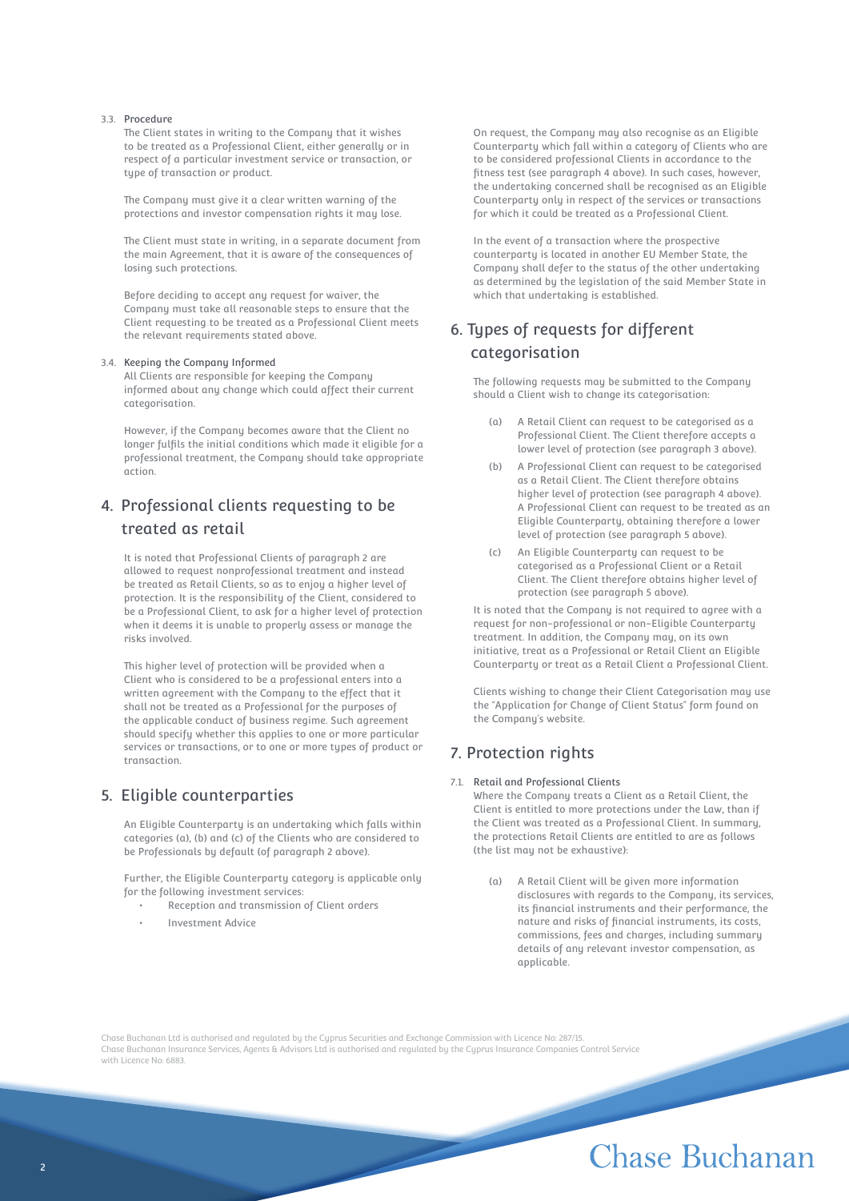3.3. Procedure

The Client states in writing to the Company that it wishes to be treated as a Professional Client, either generally or in respect of a particular investment service or transaction, or type of transaction or product.

The Company must give it a clear written warning of the protections and investor compensation rights it may lose.

The Client must state in writing, in a separate document from the main Agreement, that it is aware of the consequences of losing such protections.

Before deciding to accept any request for waiver, the Company must take all reasonable steps to ensure that the Client requesting to be treated as a Professional Client meets the relevant requirements stated above.

3.4. Keeping the Company Informed

All Clients are responsible for keeping the Company informed about any change which could affect their current categorisation.

However, if the Company becomes aware that the Client no longer fulfils the initial conditions which made it eligible for a professional treatment, the Company should take appropriate action.

## 4. Professional clients requesting to be treated as retail

It is noted that Professional Clients of paragraph 2 are allowed to request nonprofessional treatment and instead be treated as Retail Clients, so as to enjoy a higher level of protection. It is the responsibility of the Client, considered to be a Professional Client, to ask for a higher level of protection when it deems it is unable to properly assess or manage the risks involved.

This higher level of protection will be provided when a Client who is considered to be a professional enters into a written agreement with the Company to the effect that it shall not be treated as a Professional for the purposes of the applicable conduct of business regime. Such agreement should specify whether this applies to one or more particular services or transactions, or to one or more types of product or transaction.

## 5. Eligible counterparties

An Eligible Counterparty is an undertaking which falls within categories (a), (b) and (c) of the Clients who are considered to be Professionals by default (of paragraph 2 above).

Further, the Eligible Counterparty category is applicable only for the following investment services:

- Reception and transmission of Client orders
- Investment Advice

On request, the Company may also recognise as an Eligible Counterparty which fall within a category of Clients who are to be considered professional Clients in accordance to the fitness test (see paragraph 4 above). In such cases, however, the undertaking concerned shall be recognised as an Eligible Counterparty only in respect of the services or transactions for which it could be treated as a Professional Client.

In the event of a transaction where the prospective counterparty is located in another EU Member State, the Company shall defer to the status of the other undertaking as determined by the legislation of the said Member State in which that undertaking is established.

## 6. Types of requests for different categorisation

The following requests may be submitted to the Company should a Client wish to change its categorisation:

(a) A Retail Client can request to be categorised as a Professional Client. The Client therefore accepts a lower level of protection (see paragraph 3 above).

(b) A Professional Client can request to be categorised as a Retail Client. The Client therefore obtains higher level of protection (see paragraph 4 above). A Professional Client can request to be treated as an Eligible Counterparty, obtaining therefore a lower level of protection (see paragraph 5 above).

(c) An Eligible Counterparty can request to be categorised as a Professional Client or a Retail Client. The Client therefore obtains higher level of protection (see paragraph 5 above).

It is noted that the Company is not required to agree with a request for non-professional or non-Eligible Counterparty treatment. In addition, the Company may, on its own initiative, treat as a Professional or Retail Client an Eligible Counterparty or treat as a Retail Client a Professional Client.

Clients wishing to change their Client Categorisation may use the "Application for Change of Client Status" form found on the Company's website.

## 7. Protection rights

7.1. Retail and Professional Clients

Where the Company treats a Client as a Retail Client, the Client is entitled to more protections under the Law, than if the Client was treated as a Professional Client. In summary, the protections Retail Clients are entitled to are as follows (the list may not be exhaustive):

(a) A Retail Client will be given more information disclosures with regards to the Company, its services, its financial instruments and their performance, the nature and risks of financial instruments, its costs, commissions, fees and charges, including summary details of any relevant investor compensation, as applicable.

Chase Buchanan Ltd is authorised and regulated by the Cyprus Securities and Exchange Commission with Licence No: 287/15.
Chase Buchanan Insurance Services, Agents & Advisors Ltd is authorised and regulated by the Cyprus Insurance Companies Control Service with Licence No: 6883.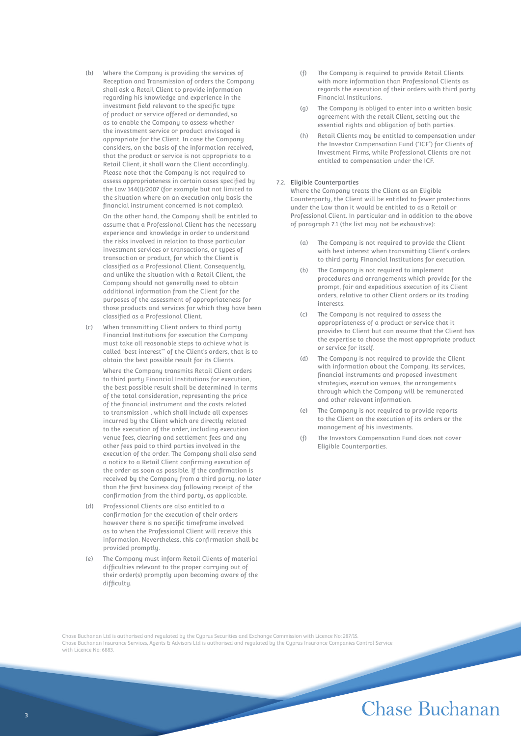(b) Where the Company is providing the services of Reception and Transmission of orders the Company shall ask a Retail Client to provide information regarding his knowledge and experience in the investment field relevant to the specific type of product or service offered or demanded, so as to enable the Company to assess whether the investment service or product envisaged is appropriate for the Client. In case the Company considers, on the basis of the information received, that the product or service is not appropriate to a Retail Client, it shall warn the Client accordingly. Please note that the Company is not required to assess appropriateness in certain cases specified by the Law 144(I)/2007 (for example but not limited to the situation where on an execution only basis the financial instrument concerned is not complex).

On the other hand, the Company shall be entitled to assume that a Professional Client has the necessary experience and knowledge in order to understand the risks involved in relation to those particular investment services or transactions, or types of transaction or product, for which the Client is classified as a Professional Client. Consequently, and unlike the situation with a Retail Client, the Company should not generally need to obtain additional information from the Client for the purposes of the assessment of appropriateness for those products and services for which they have been classified as a Professional Client.

(c) When transmitting Client orders to third party Financial Institutions for execution the Company must take all reasonable steps to achieve what is called "best interest"" of the Client's orders, that is to obtain the best possible result for its Clients.

Where the Company transmits Retail Client orders to third party Financial Institutions for execution, the best possible result shall be determined in terms of the total consideration, representing the price of the financial instrument and the costs related to transmission , which shall include all expenses incurred by the Client which are directly related to the execution of the order, including execution venue fees, clearing and settlement fees and any other fees paid to third parties involved in the execution of the order. The Company shall also send a notice to a Retail Client confirming execution of the order as soon as possible. If the confirmation is received by the Company from a third party, no later than the first business day following receipt of the confirmation from the third party, as applicable.

(d) Professional Clients are also entitled to a confirmation for the execution of their orders however there is no specific timeframe involved as to when the Professional Client will receive this information. Nevertheless, this confirmation shall be provided promptly.

(e) The Company must inform Retail Clients of material difficulties relevant to the proper carrying out of their order(s) promptly upon becoming aware of the difficulty.

(f) The Company is required to provide Retail Clients with more information than Professional Clients as regards the execution of their orders with third party Financial Institutions.

(g) The Company is obliged to enter into a written basic agreement with the retail Client, setting out the essential rights and obligation of both parties.

(h) Retail Clients may be entitled to compensation under the Investor Compensation Fund ("ICF") for Clients of Investment Firms, while Professional Clients are not entitled to compensation under the ICF.

7.2. Eligible Counterparties

Where the Company treats the Client as an Eligible Counterparty, the Client will be entitled to fewer protections under the Law than it would be entitled to as a Retail or Professional Client. In particular and in addition to the above of paragraph 7.1 (the list may not be exhaustive):

(a) The Company is not required to provide the Client with best interest when transmitting Client's orders to third party Financial Institutions for execution.

(b) The Company is not required to implement procedures and arrangements which provide for the prompt, fair and expeditious execution of its Client orders, relative to other Client orders or its trading interests.

(c) The Company is not required to assess the appropriateness of a product or service that it provides to Client but can assume that the Client has the expertise to choose the most appropriate product or service for itself.

(d) The Company is not required to provide the Client with information about the Company, its services, financial instruments and proposed investment strategies, execution venues, the arrangements through which the Company will be remunerated and other relevant information.

(e) The Company is not required to provide reports to the Client on the execution of its orders or the management of his investments.

(f) The Investors Compensation Fund does not cover Eligible Counterparties.

Chase Buchanan Ltd is authorised and regulated by the Cyprus Securities and Exchange Commission with Licence No: 287/15.
Chase Buchanan Insurance Services, Agents & Advisors Ltd is authorised and regulated by the Cyprus Insurance Companies Control Service with Licence No: 6883.